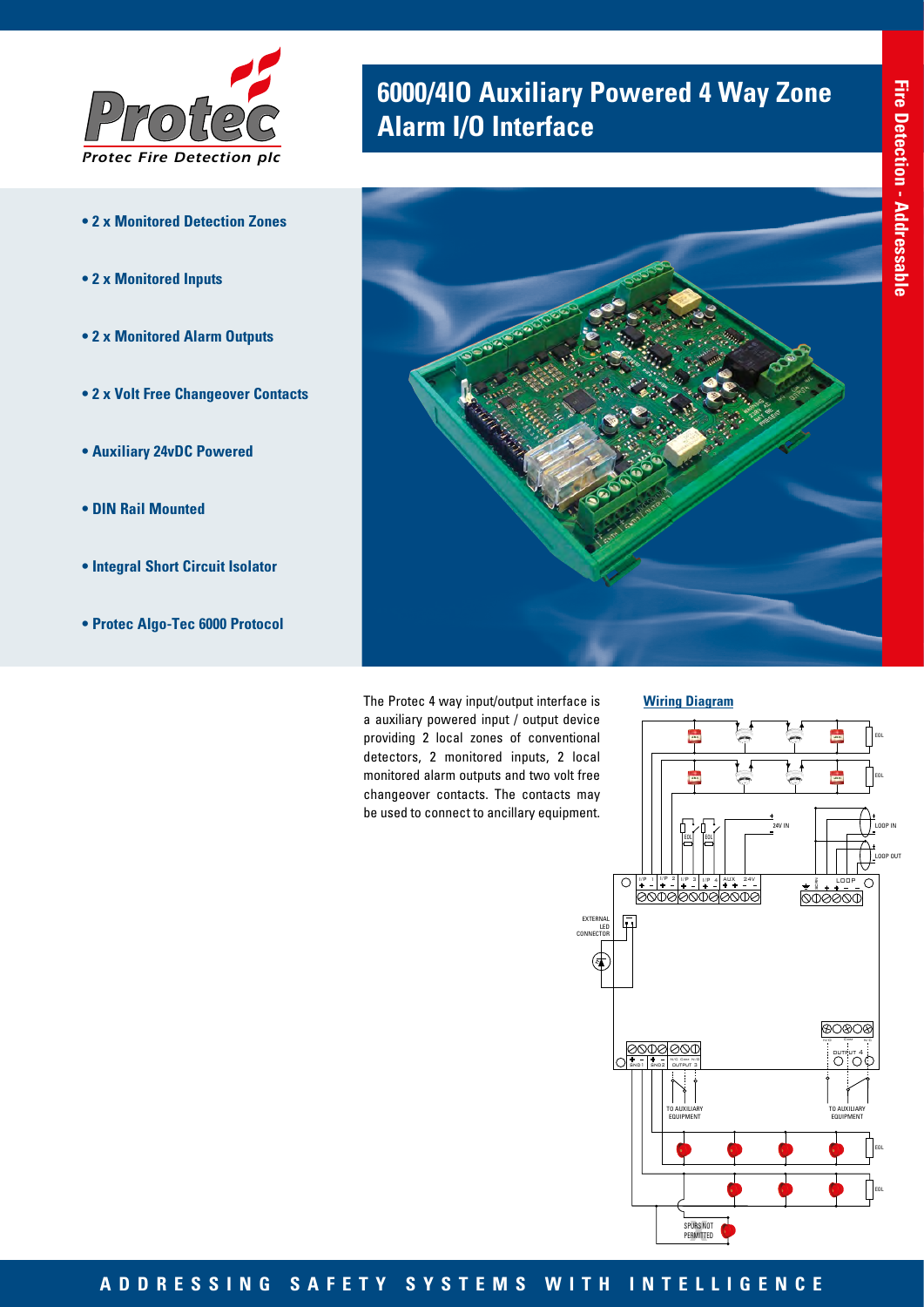Protec

Protec Fire Detection plc

# 6000/4IO Auxiliary Powered 4 Way Zone Alarm I/O Interface

Fire Detection - Addressable

- 2 x Monitored Detection Zones
- 2 x Monitored Inputs
- 2 x Monitored Alarm Outputs
- 2 x Volt Free Changeover Contacts
- Auxiliary 24vDC Powered
- DIN Rail Mounted
- Integral Short Circuit Isolator
- Protec Algo-Tec 6000 Protocol

The Protec 4 way input/output interface is a auxiliary powered input / output device providing 2 local zones of conventional detectors, 2 monitored inputs, 2 local monitored alarm outputs and two volt free changeover contacts. The contacts may be used to connect to ancillary equipment.

**Wiring Diagram**

ADDRESSING SAFETY SYSTEMS WITH INTELLIGENCE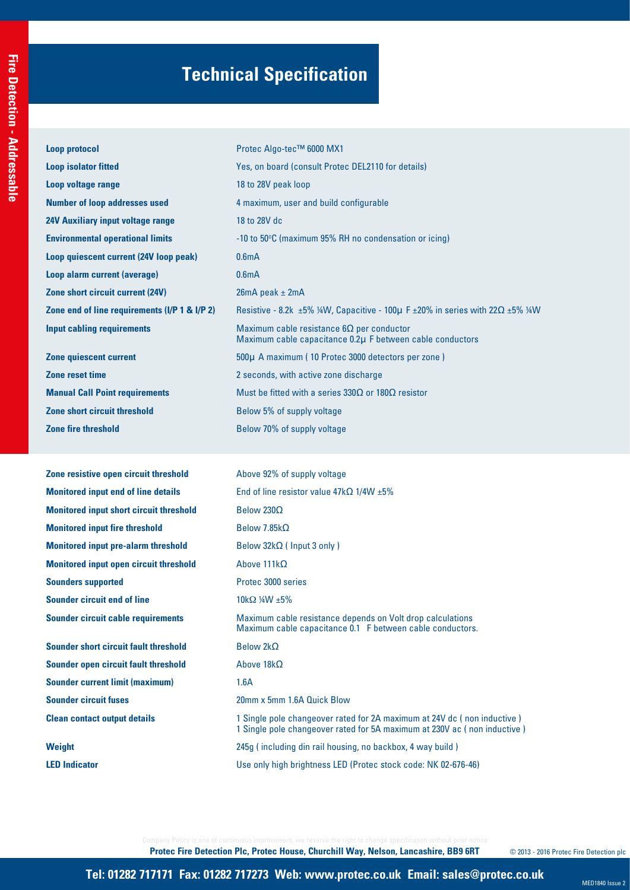# Technical Specification

| | |
|---|---|
| **Loop protocol** | Protec Algo-tec™ 6000 MX1 |
| **Loop isolator fitted** | Yes, on board (consult Protec DEL2110 for details) |
| **Loop voltage range** | 18 to 28V peak loop |
| **Number of loop addresses used** | 4 maximum, user and build configurable |
| **24V Auxiliary input voltage range** | 18 to 28V dc |
| **Environmental operational limits** | -10 to 50°C (maximum 95% RH no condensation or icing) |
| **Loop quiescent current (24V loop peak)** | 0.6mA |
| **Loop alarm current (average)** | 0.6mA |
| **Zone short circuit current (24V)** | 26mA peak ± 2mA |
| **Zone end of line requirements (I/P 1 & I/P 2)** | Resistive - 8.2k ±5% ¼W, Capacitive - 100µ F ±20% in series with 22Ω ±5% ¼W |
| **Input cabling requirements** | Maximum cable resistance 6Ω per conductor<br>Maximum cable capacitance 0.2µ F between cable conductors |
| **Zone quiescent current** | 500µ A maximum ( 10 Protec 3000 detectors per zone ) |
| **Zone reset time** | 2 seconds, with active zone discharge |
| **Manual Call Point requirements** | Must be fitted with a series 330Ω or 180Ω resistor |
| **Zone short circuit threshold** | Below 5% of supply voltage |
| **Zone fire threshold** | Below 70% of supply voltage |
| **Zone resistive open circuit threshold** | Above 92% of supply voltage |
| **Monitored input end of line details** | End of line resistor value 47kΩ 1/4W ±5% |
| **Monitored input short circuit threshold** | Below 230Ω |
| **Monitored input fire threshold** | Below 7.85kΩ |
| **Monitored input pre-alarm threshold** | Below 32kΩ ( Input 3 only ) |
| **Monitored input open circuit threshold** | Above 111kΩ |
| **Sounders supported** | Protec 3000 series |
| **Sounder circuit end of line** | 10kΩ ¼W ±5% |
| **Sounder circuit cable requirements** | Maximum cable resistance depends on Volt drop calculations<br>Maximum cable capacitance 0.1 F between cable conductors. |
| **Sounder short circuit fault threshold** | Below 2kΩ |
| **Sounder open circuit fault threshold** | Above 18kΩ |
| **Sounder current limit (maximum)** | 1.6A |
| **Sounder circuit fuses** | 20mm x 5mm 1.6A Quick Blow |
| **Clean contact output details** | 1 Single pole changeover rated for 2A maximum at 24V dc ( non inductive )<br>1 Single pole changeover rated for 5A maximum at 230V ac ( non inductive ) |
| **Weight** | 245g ( including din rail housing, no backbox, 4 way build ) |
| **LED Indicator** | Use only high brightness LED (Protec stock code: NK 02-676-46) |

Company Policy is one of continuous improvement, we reserve the right to change specification without prior notice

**Protec Fire Detection Plc, Protec House, Churchill Way, Nelson, Lancashire, BB9 6RT**

© 2013 - 2016 Protec Fire Detection plc

**Tel: 01282 717171 Fax: 01282 717273 Web: www.protec.co.uk Email: sales@protec.co.uk**

MED1840 Issue 2